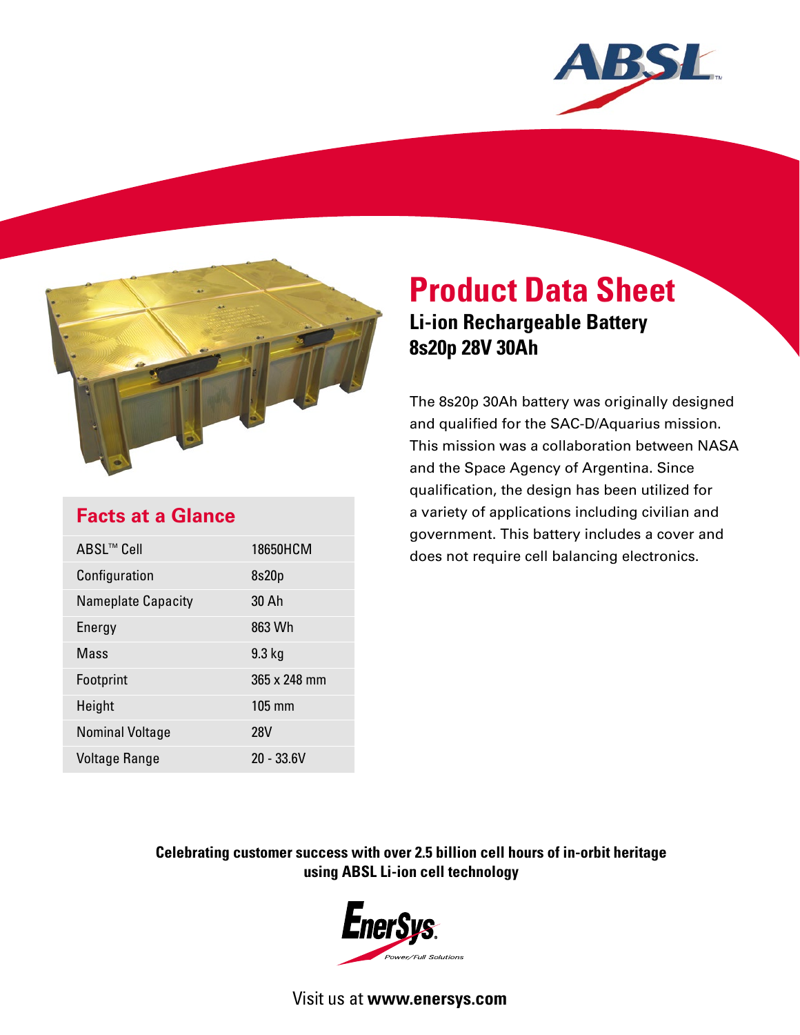# Product Data Sheet

## Li-ion Rechargeable Battery 8s20p 28V 30Ah

The 8s20p 30Ah battery was originally designed and qualified for the SAC-D/Aquarius mission. This mission was a collaboration between NASA and the Space Agency of Argentina. Since qualification, the design has been utilized for a variety of applications including civilian and government. This battery includes a cover and does not require cell balancing electronics.

### Facts at a Glance

| | |
|---|---|
| ABSL™ Cell | 18650HCM |
| Configuration | 8s20p |
| Nameplate Capacity | 30 Ah |
| Energy | 863 Wh |
| Mass | 9.3 kg |
| Footprint | 365 x 248 mm |
| Height | 105 mm |
| Nominal Voltage | 28V |
| Voltage Range | 20 - 33.6V |

**Celebrating customer success with over 2.5 billion cell hours of in-orbit heritage using ABSL Li-ion cell technology**

EnerSys® Power/Full Solutions

Visit us at **www.enersys.com**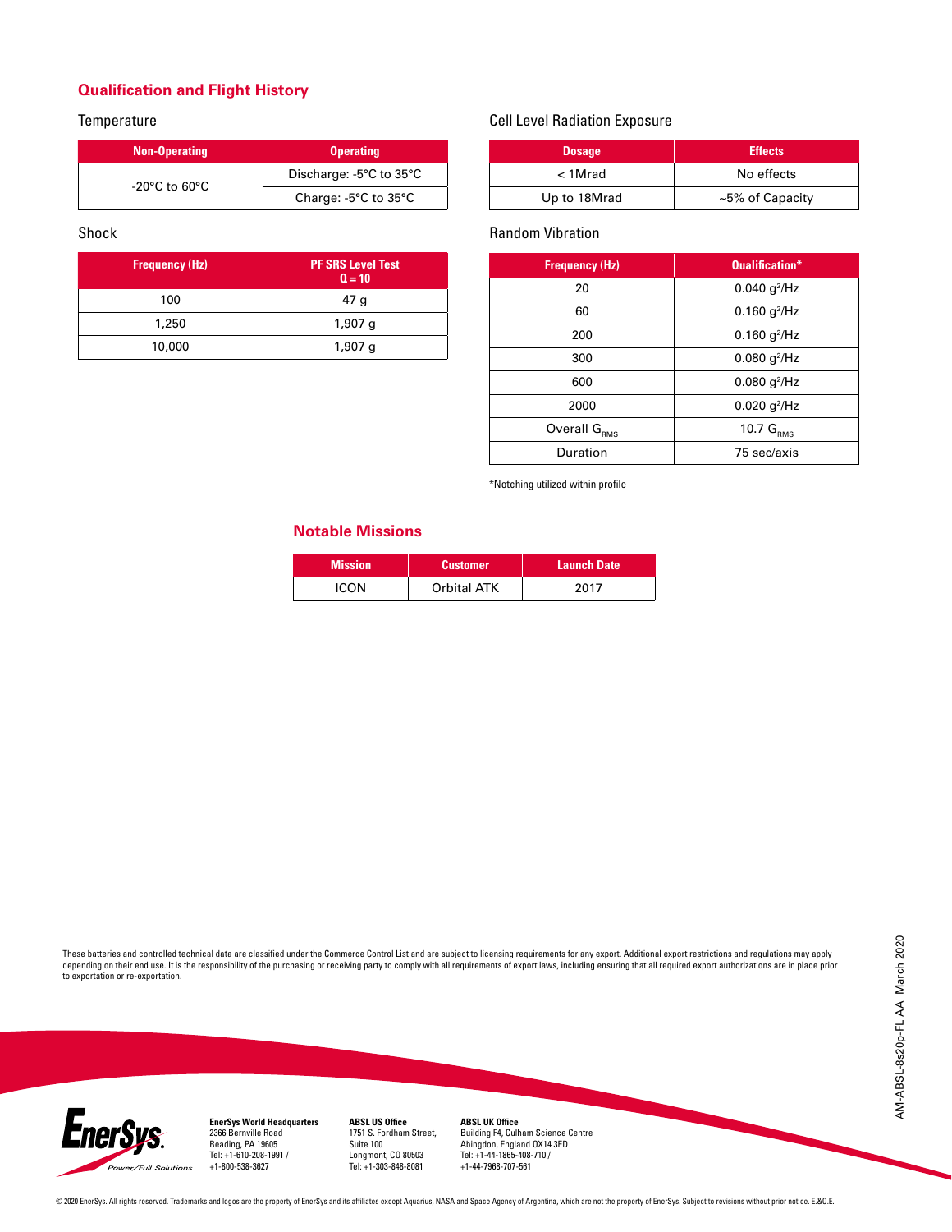## Qualification and Flight History

### Temperature

| Non-Operating | Operating |
|---|---|
| -20°C to 60°C | Discharge: -5°C to 35°C |
| | Charge: -5°C to 35°C |

### Cell Level Radiation Exposure

| Dosage | Effects |
|---|---|
| < 1Mrad | No effects |
| Up to 18Mrad | ~5% of Capacity |

### Shock

| Frequency (Hz) | PF SRS Level Test Q = 10 |
|---|---|
| 100 | 47 g |
| 1,250 | 1,907 g |
| 10,000 | 1,907 g |

### Random Vibration

| Frequency (Hz) | Qualification* |
|---|---|
| 20 | 0.040 $g^2/Hz$ |
| 60 | 0.160 $g^2/Hz$ |
| 200 | 0.160 $g^2/Hz$ |
| 300 | 0.080 $g^2/Hz$ |
| 600 | 0.080 $g^2/Hz$ |
| 2000 | 0.020 $g^2/Hz$ |
| Overall $G_{RMS}$ | 10.7 $G_{RMS}$ |
| Duration | 75 sec/axis |

*Notching utilized within profile

## Notable Missions

| Mission | Customer | Launch Date |
|---|---|---|
| ICON | Orbital ATK | 2017 |

These batteries and controlled technical data are classified under the Commerce Control List and are subject to licensing requirements for any export. Additional export restrictions and regulations may apply depending on their end use. It is the responsibility of the purchasing or receiving party to comply with all requirements of export laws, including ensuring that all required export authorizations are in place prior to exportation or re-exportation.

EnerSys. Power/Full Solutions

**EnerSys World Headquarters**
2366 Bernville Road
Reading, PA 19605
Tel: +1-610-208-1991 /
+1-800-538-3627

**ABSL US Office**
1751 S. Fordham Street,
Suite 100
Longmont, CO 80503
Tel: +1-303-848-8081

**ABSL UK Office**
Building F4, Culham Science Centre
Abingdon, England OX14 3ED
Tel: +1-44-1865-408-710 /
+1-44-7968-707-561

AM-ABSL-8s20p-FL AA March 2020

© 2020 EnerSys. All rights reserved. Trademarks and logos are the property of EnerSys and its affiliates except Aquarius, NASA and Space Agency of Argentina, which are not the property of EnerSys. Subject to revisions without prior notice. E.&O.E.